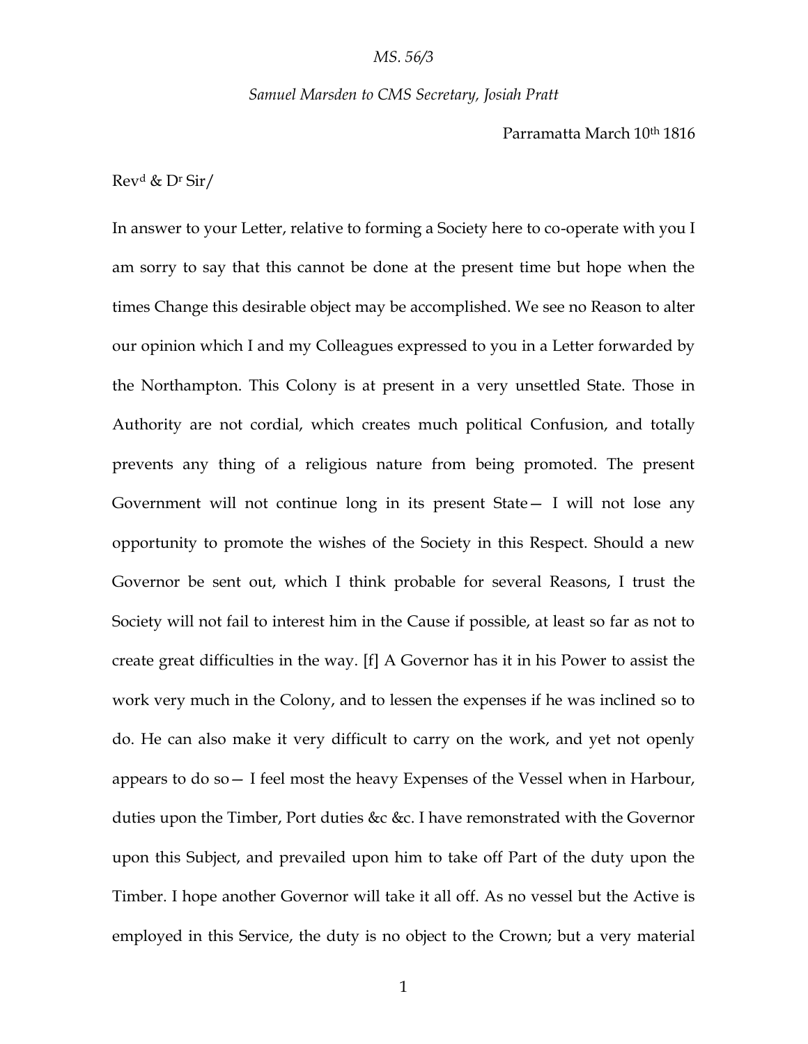*MS. 56/3*

*Samuel Marsden to CMS Secretary, Josiah Pratt*

Parramatta March 10th 1816

Revd & Dr Sir/

In answer to your Letter, relative to forming a Society here to co-operate with you I am sorry to say that this cannot be done at the present time but hope when the times Change this desirable object may be accomplished. We see no Reason to alter our opinion which I and my Colleagues expressed to you in a Letter forwarded by the Northampton. This Colony is at present in a very unsettled State. Those in Authority are not cordial, which creates much political Confusion, and totally prevents any thing of a religious nature from being promoted. The present Government will not continue long in its present State— I will not lose any opportunity to promote the wishes of the Society in this Respect. Should a new Governor be sent out, which I think probable for several Reasons, I trust the Society will not fail to interest him in the Cause if possible, at least so far as not to create great difficulties in the way. [f] A Governor has it in his Power to assist the work very much in the Colony, and to lessen the expenses if he was inclined so to do. He can also make it very difficult to carry on the work, and yet not openly appears to do so— I feel most the heavy Expenses of the Vessel when in Harbour, duties upon the Timber, Port duties &c &c. I have remonstrated with the Governor upon this Subject, and prevailed upon him to take off Part of the duty upon the Timber. I hope another Governor will take it all off. As no vessel but the Active is employed in this Service, the duty is no object to the Crown; but a very material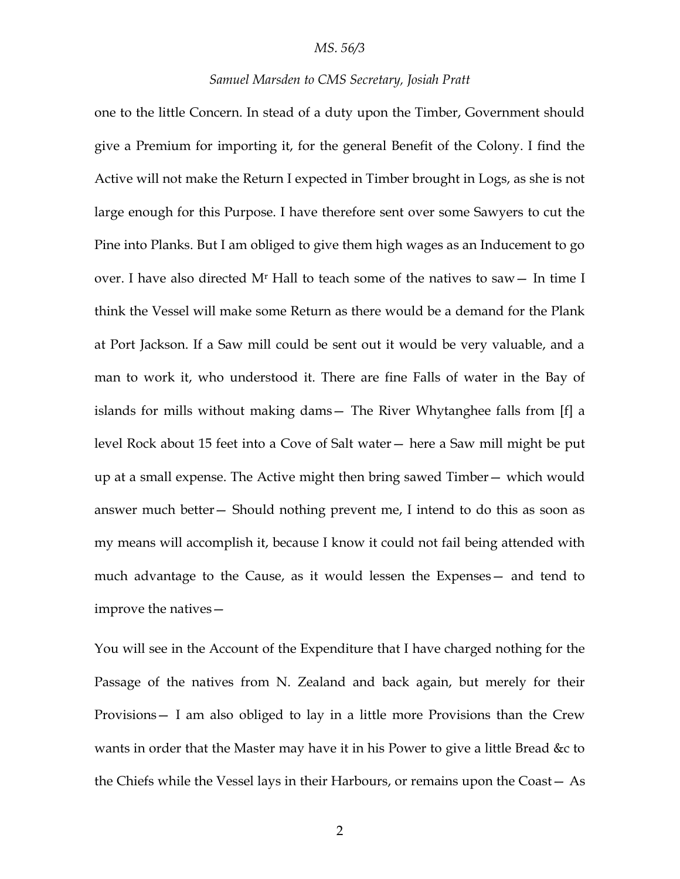one to the little Concern. In stead of a duty upon the Timber, Government should give a Premium for importing it, for the general Benefit of the Colony. I find the Active will not make the Return I expected in Timber brought in Logs, as she is not large enough for this Purpose. I have therefore sent over some Sawyers to cut the Pine into Planks. But I am obliged to give them high wages as an Inducement to go over. I have also directed Mr Hall to teach some of the natives to saw— In time I think the Vessel will make some Return as there would be a demand for the Plank at Port Jackson. If a Saw mill could be sent out it would be very valuable, and a man to work it, who understood it. There are fine Falls of water in the Bay of islands for mills without making dams— The River Whytanghee falls from [f] a level Rock about 15 feet into a Cove of Salt water— here a Saw mill might be put up at a small expense. The Active might then bring sawed Timber— which would answer much better— Should nothing prevent me, I intend to do this as soon as my means will accomplish it, because I know it could not fail being attended with much advantage to the Cause, as it would lessen the Expenses— and tend to improve the natives—

You will see in the Account of the Expenditure that I have charged nothing for the Passage of the natives from N. Zealand and back again, but merely for their Provisions— I am also obliged to lay in a little more Provisions than the Crew wants in order that the Master may have it in his Power to give a little Bread &c to the Chiefs while the Vessel lays in their Harbours, or remains upon the Coast— As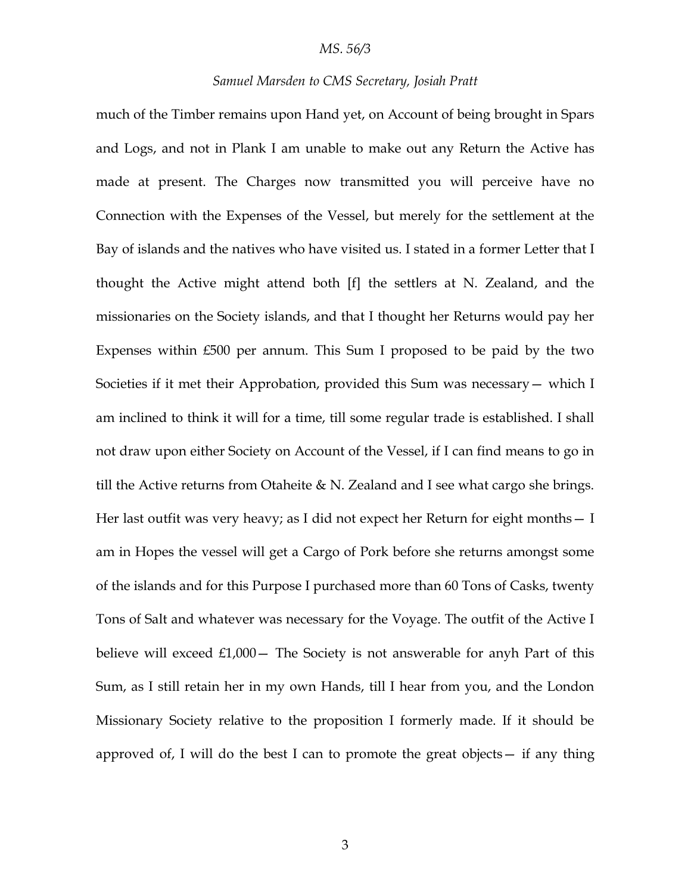much of the Timber remains upon Hand yet, on Account of being brought in Spars and Logs, and not in Plank I am unable to make out any Return the Active has made at present. The Charges now transmitted you will perceive have no Connection with the Expenses of the Vessel, but merely for the settlement at the Bay of islands and the natives who have visited us. I stated in a former Letter that I thought the Active might attend both [f] the settlers at N. Zealand, and the missionaries on the Society islands, and that I thought her Returns would pay her Expenses within £500 per annum. This Sum I proposed to be paid by the two Societies if it met their Approbation, provided this Sum was necessary— which I am inclined to think it will for a time, till some regular trade is established. I shall not draw upon either Society on Account of the Vessel, if I can find means to go in till the Active returns from Otaheite & N. Zealand and I see what cargo she brings. Her last outfit was very heavy; as I did not expect her Return for eight months— I am in Hopes the vessel will get a Cargo of Pork before she returns amongst some of the islands and for this Purpose I purchased more than 60 Tons of Casks, twenty Tons of Salt and whatever was necessary for the Voyage. The outfit of the Active I believe will exceed £1,000— The Society is not answerable for anyh Part of this Sum, as I still retain her in my own Hands, till I hear from you, and the London Missionary Society relative to the proposition I formerly made. If it should be approved of, I will do the best I can to promote the great objects— if any thing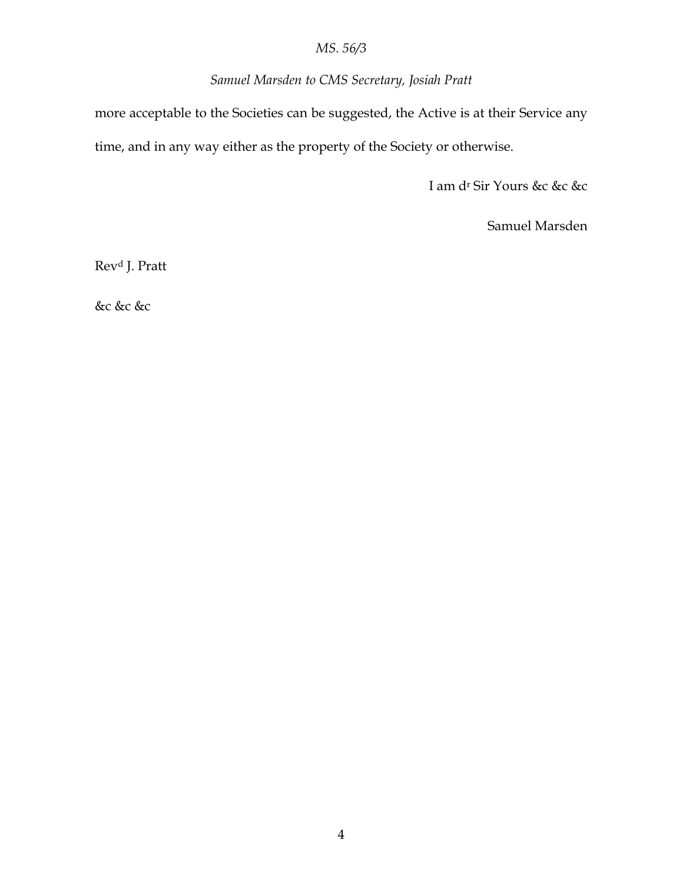more acceptable to the Societies can be suggested, the Active is at their Service any time, and in any way either as the property of the Society or otherwise.

I am dr Sir Yours &c &c &c

Samuel Marsden

Revd J. Pratt

&c &c &c